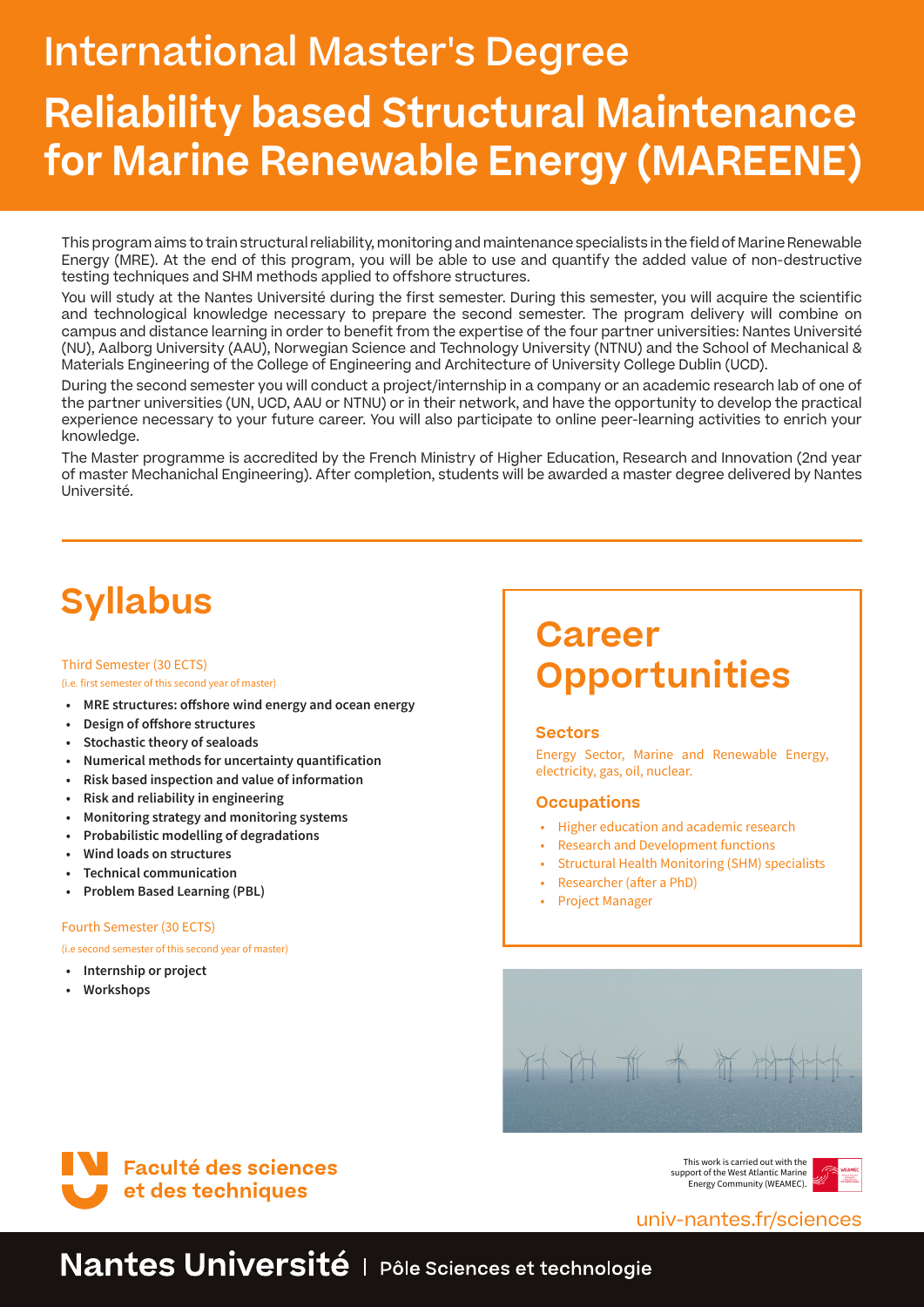# International Master's Degree

# Reliability based Structural Maintenance for Marine Renewable Energy (MAREENE)

This program aims to train structural reliability, monitoring and maintenance specialists in the field of Marine Renewable Energy (MRE). At the end of this program, you will be able to use and quantify the added value of non-destructive testing techniques and SHM methods applied to offshore structures.

You will study at the Nantes Université during the first semester. During this semester, you will acquire the scientific and technological knowledge necessary to prepare the second semester. The program delivery will combine on campus and distance learning in order to benefit from the expertise of the four partner universities: Nantes Université (NU), Aalborg University (AAU), Norwegian Science and Technology University (NTNU) and the School of Mechanical & Materials Engineering of the College of Engineering and Architecture of University College Dublin (UCD).

During the second semester you will conduct a project/internship in a company or an academic research lab of one of the partner universities (UN, UCD, AAU or NTNU) or in their network, and have the opportunity to develop the practical experience necessary to your future career. You will also participate to online peer-learning activities to enrich your knowledge.

The Master programme is accredited by the French Ministry of Higher Education, Research and Innovation (2nd year of master Mechanichal Engineering). After completion, students will be awarded a master degree delivered by Nantes Université.

## Syllabus

Third Semester (30 ECTS)

(i.e. first semester of this second year of master)

- **MRE structures: offshore wind energy and ocean energy**
- **Design of offshore structures**
- **Stochastic theory of sealoads**
- **Numerical methods for uncertainty quantification**
- **Risk based inspection and value of information**
- **Risk and reliability in engineering**
- **Monitoring strategy and monitoring systems**
- **Probabilistic modelling of degradations**
- **Wind loads on structures**
- **Technical communication**
- **Problem Based Learning (PBL)**

Fourth Semester (30 ECTS)

(i.e second semester of this second year of master)

- **Internship or project**
- **Workshops**

## Career Opportunities

### Sectors

Energy Sector, Marine and Renewable Energy, electricity, gas, oil, nuclear.

### Occupations

- Higher education and academic research
- Research and Development functions
- Structural Health Monitoring (SHM) specialists
- Researcher (after a PhD)
- Project Manager

Faculté des sciences et des techniques

This work is carried out with the support of the West Atlantic Marine Energy Community (WEAMEC).

univ-nantes.fr/sciences

Nantes Université | Pôle Sciences et technologie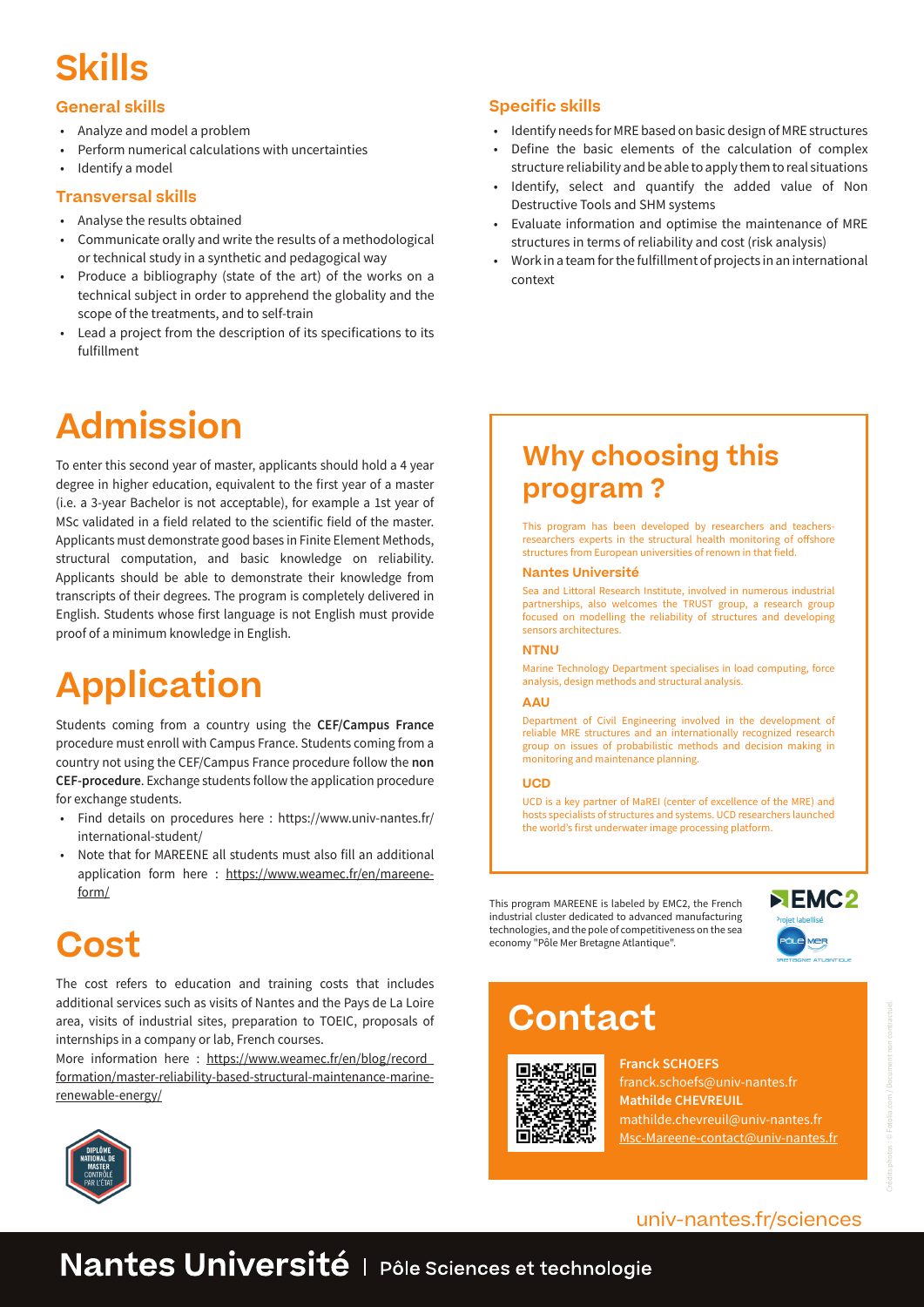# Skills

### General skills

- Analyze and model a problem
- Perform numerical calculations with uncertainties
- Identify a model

### Transversal skills

- Analyse the results obtained
- Communicate orally and write the results of a methodological or technical study in a synthetic and pedagogical way
- Produce a bibliography (state of the art) of the works on a technical subject in order to apprehend the globality and the scope of the treatments, and to self-train
- Lead a project from the description of its specifications to its fulfillment

### Specific skills

- Identify needs for MRE based on basic design of MRE structures
- Define the basic elements of the calculation of complex structure reliability and be able to apply them to real situations
- Identify, select and quantify the added value of Non Destructive Tools and SHM systems
- Evaluate information and optimise the maintenance of MRE structures in terms of reliability and cost (risk analysis)
- Work in a team for the fulfillment of projects in an international context

# Admission

To enter this second year of master, applicants should hold a 4 year degree in higher education, equivalent to the first year of a master (i.e. a 3-year Bachelor is not acceptable), for example a 1st year of MSc validated in a field related to the scientific field of the master. Applicants must demonstrate good bases in Finite Element Methods, structural computation, and basic knowledge on reliability. Applicants should be able to demonstrate their knowledge from transcripts of their degrees. The program is completely delivered in English. Students whose first language is not English must provide proof of a minimum knowledge in English.

# Application

Students coming from a country using the **CEF/Campus France** procedure must enroll with Campus France. Students coming from a country not using the CEF/Campus France procedure follow the **non CEF-procedure**. Exchange students follow the application procedure for exchange students.

- Find details on procedures here : https://www.univ-nantes.fr/international-student/
- Note that for MAREENE all students must also fill an additional application form here : https://www.weamec.fr/en/mareene-form/

# Cost

The cost refers to education and training costs that includes additional services such as visits of Nantes and the Pays de La Loire area, visits of industrial sites, preparation to TOEIC, proposals of internships in a company or lab, French courses.

More information here : https://www.weamec.fr/en/blog/record_formation/master-reliability-based-structural-maintenance-marine-renewable-energy/

DIPLÔME NATIONAL DE MASTER CONTRÔLÉ PAR L'ÉTAT

# Why choosing this program ?

This program has been developed by researchers and teachers-researchers experts in the structural health monitoring of offshore structures from European universities of renown in that field.

### Nantes Université

Sea and Littoral Research Institute, involved in numerous industrial partnerships, also welcomes the TRUST group, a research group focused on modelling the reliability of structures and developing sensors architectures.

### NTNU

Marine Technology Department specialises in load computing, force analysis, design methods and structural analysis.

### AAU

Department of Civil Engineering involved in the development of reliable MRE structures and an internationally recognized research group on issues of probabilistic methods and decision making in monitoring and maintenance planning.

### UCD

UCD is a key partner of MaREI (center of excellence of the MRE) and hosts specialists of structures and systems. UCD researchers launched the world's first underwater image processing platform.

This program MAREENE is labeled by EMC2, the French industrial cluster dedicated to advanced manufacturing technologies, and the pole of competitiveness on the sea economy "Pôle Mer Bretagne Atlantique".

EMC2 Projet labellisé

Pôle Mer Bretagne Atlantique

# Contact

**Franck SCHOEFS**
franck.schoefs@univ-nantes.fr
**Mathilde CHEVREUIL**
mathilde.chevreuil@univ-nantes.fr
Msc-Mareene-contact@univ-nantes.fr

univ-nantes.fr/sciences

**Nantes Université** | Pôle Sciences et technologie